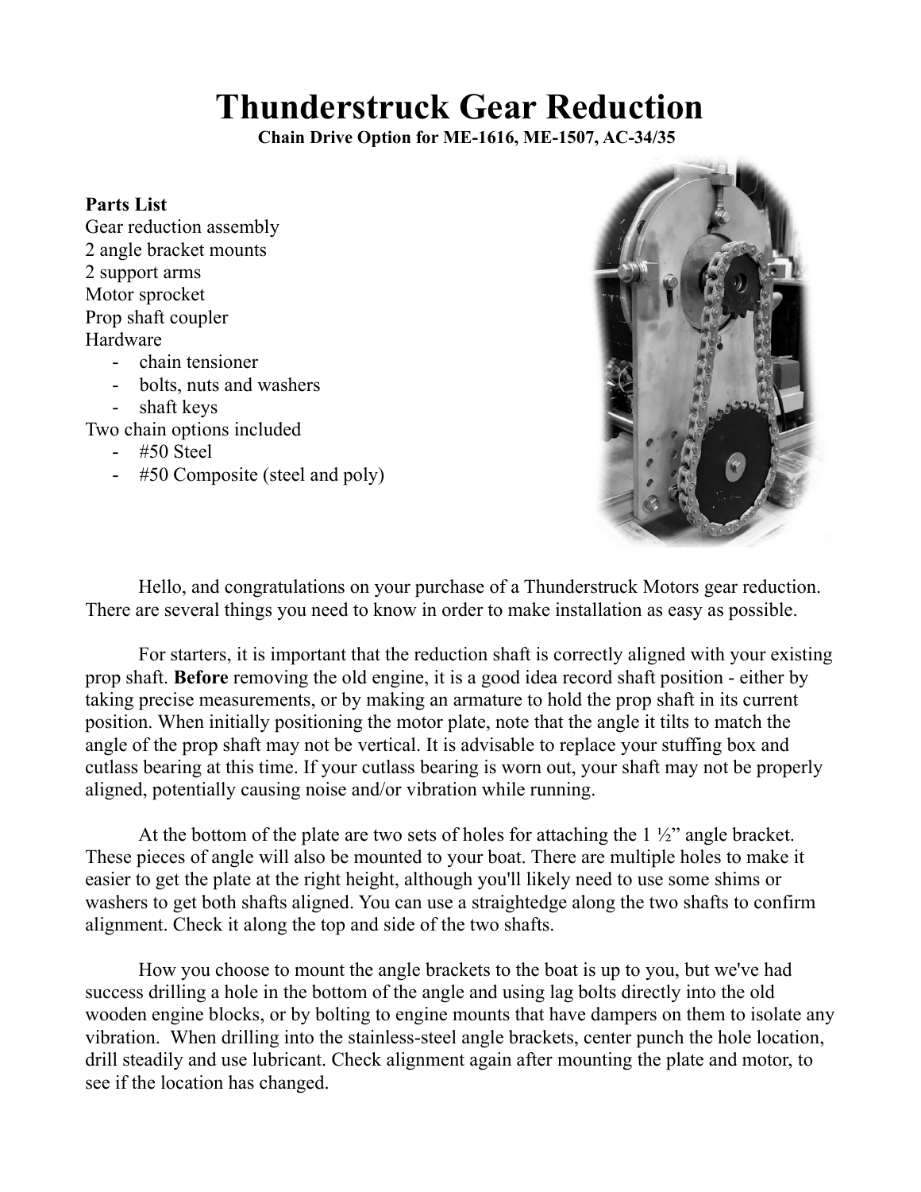# Thunderstruck Gear Reduction

**Chain Drive Option for ME-1616, ME-1507, AC-34/35**

**Parts List**

Gear reduction assembly
2 angle bracket mounts
2 support arms
Motor sprocket
Prop shaft coupler
Hardware

- chain tensioner
- bolts, nuts and washers
- shaft keys

Two chain options included

- #50 Steel
- #50 Composite (steel and poly)

Hello, and congratulations on your purchase of a Thunderstruck Motors gear reduction. There are several things you need to know in order to make installation as easy as possible.

For starters, it is important that the reduction shaft is correctly aligned with your existing prop shaft. **Before** removing the old engine, it is a good idea record shaft position - either by taking precise measurements, or by making an armature to hold the prop shaft in its current position. When initially positioning the motor plate, note that the angle it tilts to match the angle of the prop shaft may not be vertical. It is advisable to replace your stuffing box and cutlass bearing at this time. If your cutlass bearing is worn out, your shaft may not be properly aligned, potentially causing noise and/or vibration while running.

At the bottom of the plate are two sets of holes for attaching the 1 ½" angle bracket. These pieces of angle will also be mounted to your boat. There are multiple holes to make it easier to get the plate at the right height, although you'll likely need to use some shims or washers to get both shafts aligned. You can use a straightedge along the two shafts to confirm alignment. Check it along the top and side of the two shafts.

How you choose to mount the angle brackets to the boat is up to you, but we've had success drilling a hole in the bottom of the angle and using lag bolts directly into the old wooden engine blocks, or by bolting to engine mounts that have dampers on them to isolate any vibration. When drilling into the stainless-steel angle brackets, center punch the hole location, drill steadily and use lubricant. Check alignment again after mounting the plate and motor, to see if the location has changed.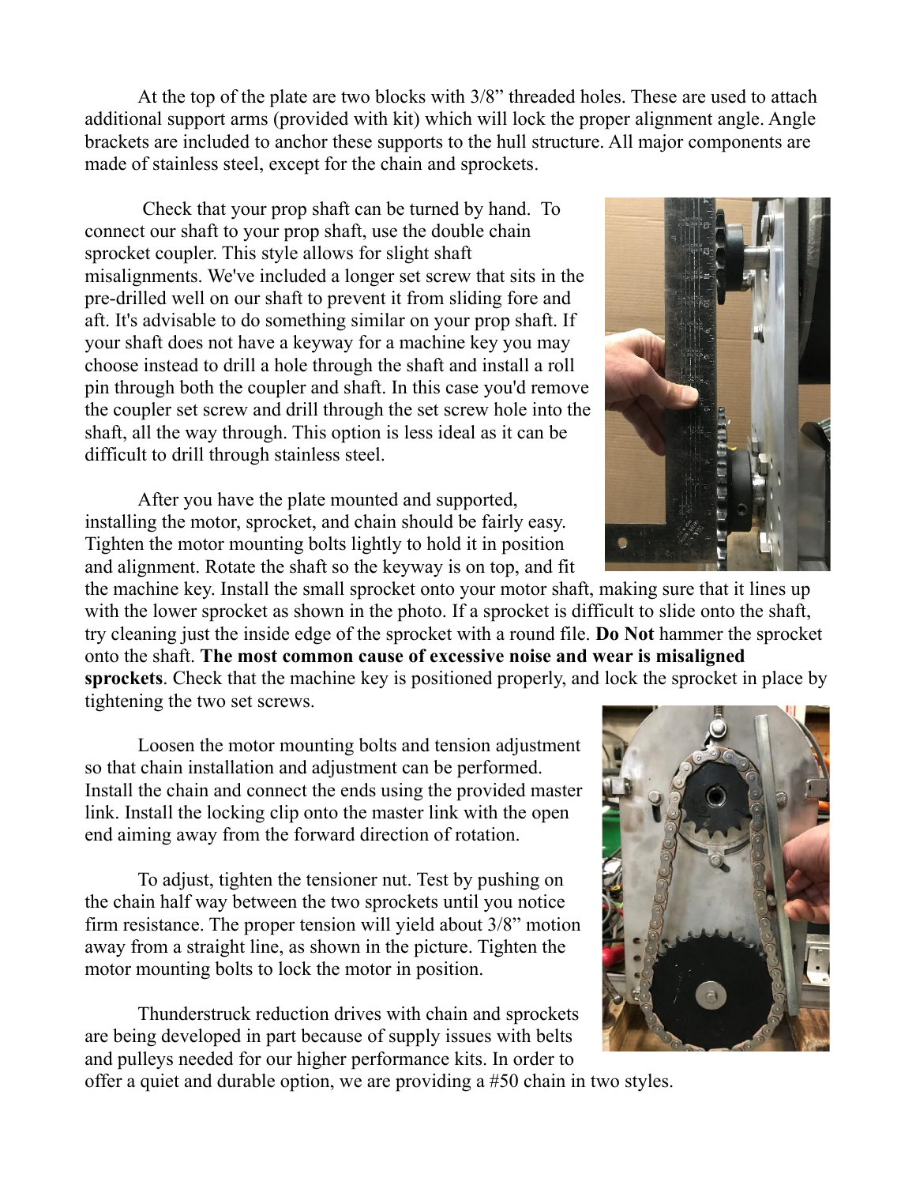At the top of the plate are two blocks with 3/8" threaded holes. These are used to attach additional support arms (provided with kit) which will lock the proper alignment angle. Angle brackets are included to anchor these supports to the hull structure. All major components are made of stainless steel, except for the chain and sprockets.

Check that your prop shaft can be turned by hand. To connect our shaft to your prop shaft, use the double chain sprocket coupler. This style allows for slight shaft misalignments. We've included a longer set screw that sits in the pre-drilled well on our shaft to prevent it from sliding fore and aft. It's advisable to do something similar on your prop shaft. If your shaft does not have a keyway for a machine key you may choose instead to drill a hole through the shaft and install a roll pin through both the coupler and shaft. In this case you'd remove the coupler set screw and drill through the set screw hole into the shaft, all the way through. This option is less ideal as it can be difficult to drill through stainless steel.

After you have the plate mounted and supported, installing the motor, sprocket, and chain should be fairly easy. Tighten the motor mounting bolts lightly to hold it in position and alignment. Rotate the shaft so the keyway is on top, and fit the machine key. Install the small sprocket onto your motor shaft, making sure that it lines up with the lower sprocket as shown in the photo. If a sprocket is difficult to slide onto the shaft, try cleaning just the inside edge of the sprocket with a round file. **Do Not** hammer the sprocket onto the shaft. **The most common cause of excessive noise and wear is misaligned sprockets**. Check that the machine key is positioned properly, and lock the sprocket in place by tightening the two set screws.

Loosen the motor mounting bolts and tension adjustment so that chain installation and adjustment can be performed. Install the chain and connect the ends using the provided master link. Install the locking clip onto the master link with the open end aiming away from the forward direction of rotation.

To adjust, tighten the tensioner nut. Test by pushing on the chain half way between the two sprockets until you notice firm resistance. The proper tension will yield about 3/8" motion away from a straight line, as shown in the picture. Tighten the motor mounting bolts to lock the motor in position.

Thunderstruck reduction drives with chain and sprockets are being developed in part because of supply issues with belts and pulleys needed for our higher performance kits. In order to offer a quiet and durable option, we are providing a #50 chain in two styles.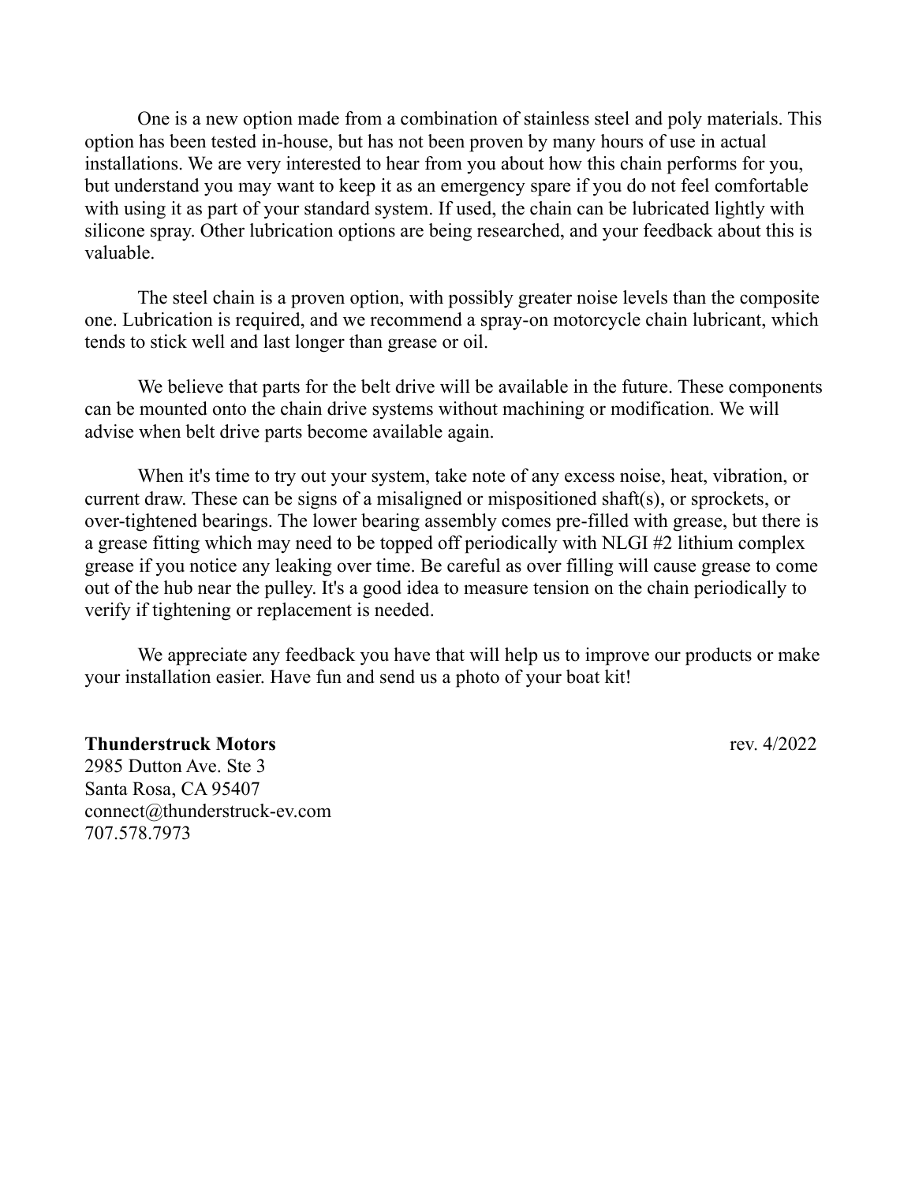One is a new option made from a combination of stainless steel and poly materials. This option has been tested in-house, but has not been proven by many hours of use in actual installations. We are very interested to hear from you about how this chain performs for you, but understand you may want to keep it as an emergency spare if you do not feel comfortable with using it as part of your standard system. If used, the chain can be lubricated lightly with silicone spray. Other lubrication options are being researched, and your feedback about this is valuable.

The steel chain is a proven option, with possibly greater noise levels than the composite one. Lubrication is required, and we recommend a spray-on motorcycle chain lubricant, which tends to stick well and last longer than grease or oil.

We believe that parts for the belt drive will be available in the future. These components can be mounted onto the chain drive systems without machining or modification. We will advise when belt drive parts become available again.

When it's time to try out your system, take note of any excess noise, heat, vibration, or current draw. These can be signs of a misaligned or mispositioned shaft(s), or sprockets, or over-tightened bearings. The lower bearing assembly comes pre-filled with grease, but there is a grease fitting which may need to be topped off periodically with NLGI #2 lithium complex grease if you notice any leaking over time. Be careful as over filling will cause grease to come out of the hub near the pulley. It's a good idea to measure tension on the chain periodically to verify if tightening or replacement is needed.

We appreciate any feedback you have that will help us to improve our products or make your installation easier. Have fun and send us a photo of your boat kit!

**Thunderstruck Motors**
2985 Dutton Ave. Ste 3
Santa Rosa, CA 95407
connect@thunderstruck-ev.com
707.578.7973

rev. 4/2022